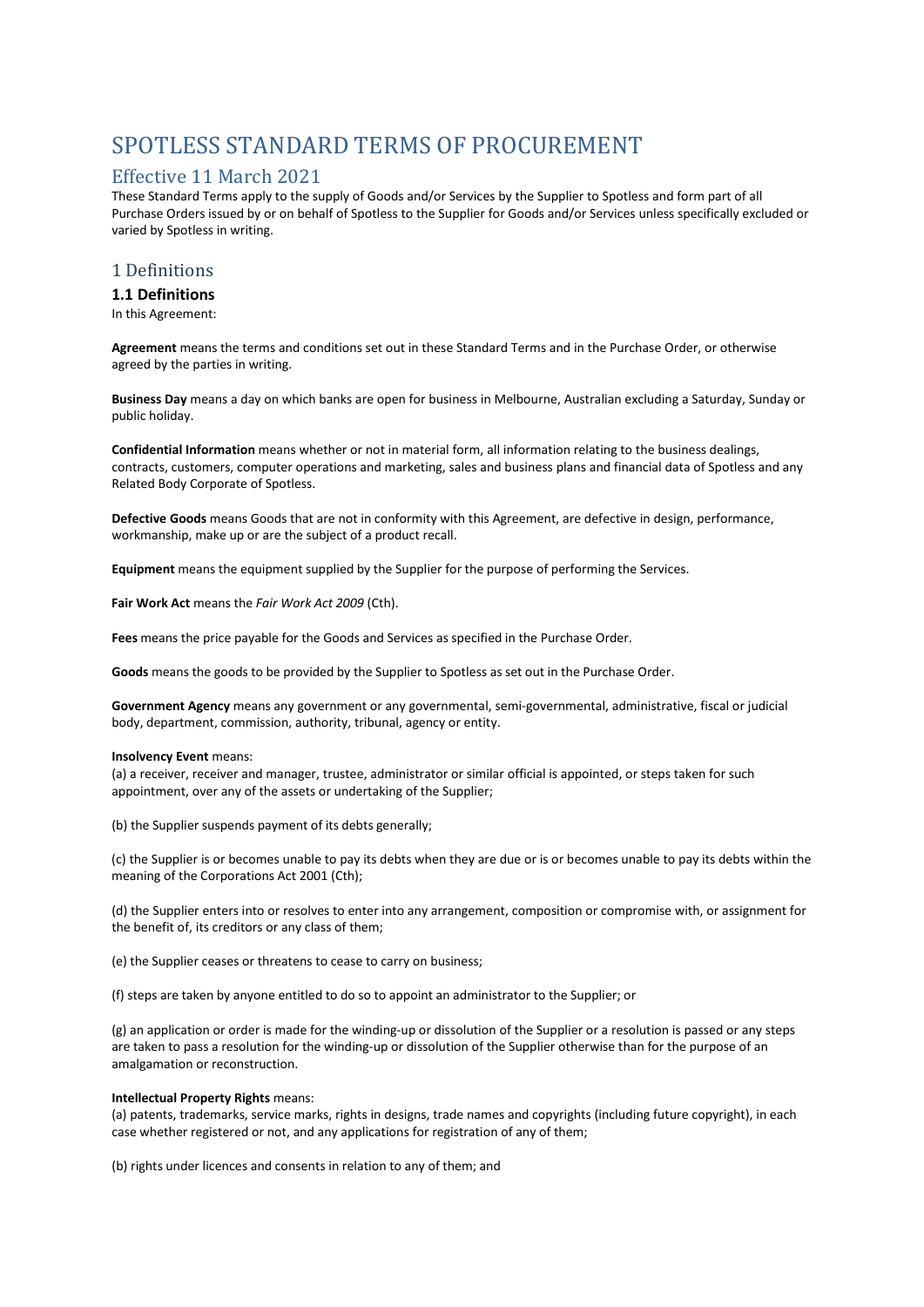# SPOTLESS STANDARD TERMS OF PROCUREMENT

## Effective 11 March 2021

These Standard Terms apply to the supply of Goods and/or Services by the Supplier to Spotless and form part of all Purchase Orders issued by or on behalf of Spotless to the Supplier for Goods and/or Services unless specifically excluded or varied by Spotless in writing.

## 1 Definitions

### 1.1 Definitions

In this Agreement:

**Agreement** means the terms and conditions set out in these Standard Terms and in the Purchase Order, or otherwise agreed by the parties in writing.

**Business Day** means a day on which banks are open for business in Melbourne, Australian excluding a Saturday, Sunday or public holiday.

**Confidential Information** means whether or not in material form, all information relating to the business dealings, contracts, customers, computer operations and marketing, sales and business plans and financial data of Spotless and any Related Body Corporate of Spotless.

**Defective Goods** means Goods that are not in conformity with this Agreement, are defective in design, performance, workmanship, make up or are the subject of a product recall.

**Equipment** means the equipment supplied by the Supplier for the purpose of performing the Services.

**Fair Work Act** means the *Fair Work Act 2009* (Cth).

**Fees** means the price payable for the Goods and Services as specified in the Purchase Order.

**Goods** means the goods to be provided by the Supplier to Spotless as set out in the Purchase Order.

**Government Agency** means any government or any governmental, semi-governmental, administrative, fiscal or judicial body, department, commission, authority, tribunal, agency or entity.

**Insolvency Event** means:

(a) a receiver, receiver and manager, trustee, administrator or similar official is appointed, or steps taken for such appointment, over any of the assets or undertaking of the Supplier;

(b) the Supplier suspends payment of its debts generally;

(c) the Supplier is or becomes unable to pay its debts when they are due or is or becomes unable to pay its debts within the meaning of the Corporations Act 2001 (Cth);

(d) the Supplier enters into or resolves to enter into any arrangement, composition or compromise with, or assignment for the benefit of, its creditors or any class of them;

(e) the Supplier ceases or threatens to cease to carry on business;

(f) steps are taken by anyone entitled to do so to appoint an administrator to the Supplier; or

(g) an application or order is made for the winding-up or dissolution of the Supplier or a resolution is passed or any steps are taken to pass a resolution for the winding-up or dissolution of the Supplier otherwise than for the purpose of an amalgamation or reconstruction.

**Intellectual Property Rights** means:

(a) patents, trademarks, service marks, rights in designs, trade names and copyrights (including future copyright), in each case whether registered or not, and any applications for registration of any of them;

(b) rights under licences and consents in relation to any of them; and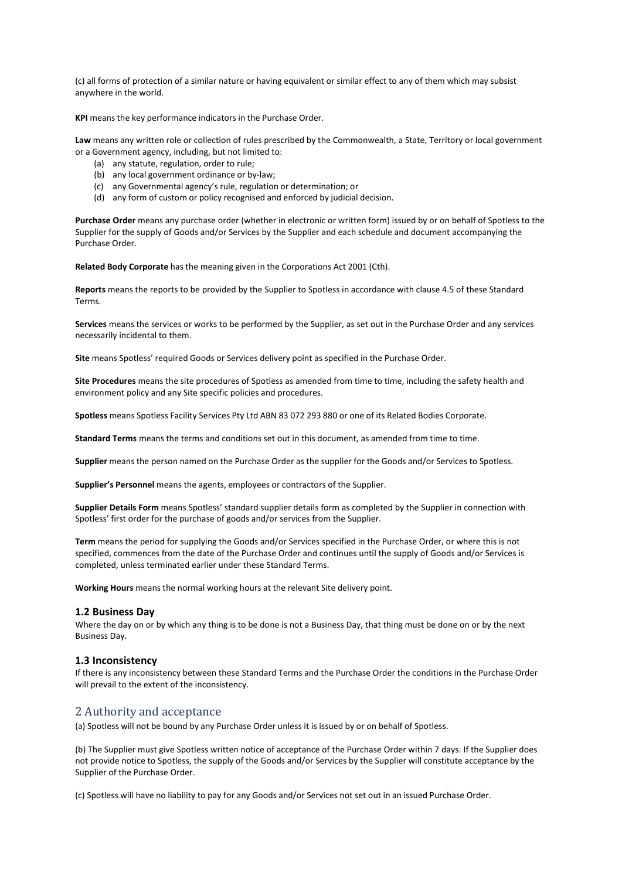(c) all forms of protection of a similar nature or having equivalent or similar effect to any of them which may subsist anywhere in the world.

**KPI** means the key performance indicators in the Purchase Order.

**Law** means any written role or collection of rules prescribed by the Commonwealth, a State, Territory or local government or a Government agency, including, but not limited to:

- (a) any statute, regulation, order to rule;
- (b) any local government ordinance or by-law;
- (c) any Governmental agency's rule, regulation or determination; or
- (d) any form of custom or policy recognised and enforced by judicial decision.

**Purchase Order** means any purchase order (whether in electronic or written form) issued by or on behalf of Spotless to the Supplier for the supply of Goods and/or Services by the Supplier and each schedule and document accompanying the Purchase Order.

**Related Body Corporate** has the meaning given in the Corporations Act 2001 (Cth).

**Reports** means the reports to be provided by the Supplier to Spotless in accordance with clause 4.5 of these Standard Terms.

**Services** means the services or works to be performed by the Supplier, as set out in the Purchase Order and any services necessarily incidental to them.

**Site** means Spotless' required Goods or Services delivery point as specified in the Purchase Order.

**Site Procedures** means the site procedures of Spotless as amended from time to time, including the safety health and environment policy and any Site specific policies and procedures.

**Spotless** means Spotless Facility Services Pty Ltd ABN 83 072 293 880 or one of its Related Bodies Corporate.

**Standard Terms** means the terms and conditions set out in this document, as amended from time to time.

**Supplier** means the person named on the Purchase Order as the supplier for the Goods and/or Services to Spotless.

**Supplier's Personnel** means the agents, employees or contractors of the Supplier.

**Supplier Details Form** means Spotless' standard supplier details form as completed by the Supplier in connection with Spotless' first order for the purchase of goods and/or services from the Supplier.

**Term** means the period for supplying the Goods and/or Services specified in the Purchase Order, or where this is not specified, commences from the date of the Purchase Order and continues until the supply of Goods and/or Services is completed, unless terminated earlier under these Standard Terms.

**Working Hours** means the normal working hours at the relevant Site delivery point.

### 1.2 Business Day

Where the day on or by which any thing is to be done is not a Business Day, that thing must be done on or by the next Business Day.

### 1.3 Inconsistency

If there is any inconsistency between these Standard Terms and the Purchase Order the conditions in the Purchase Order will prevail to the extent of the inconsistency.

## 2 Authority and acceptance

(a) Spotless will not be bound by any Purchase Order unless it is issued by or on behalf of Spotless.

(b) The Supplier must give Spotless written notice of acceptance of the Purchase Order within 7 days. If the Supplier does not provide notice to Spotless, the supply of the Goods and/or Services by the Supplier will constitute acceptance by the Supplier of the Purchase Order.

(c) Spotless will have no liability to pay for any Goods and/or Services not set out in an issued Purchase Order.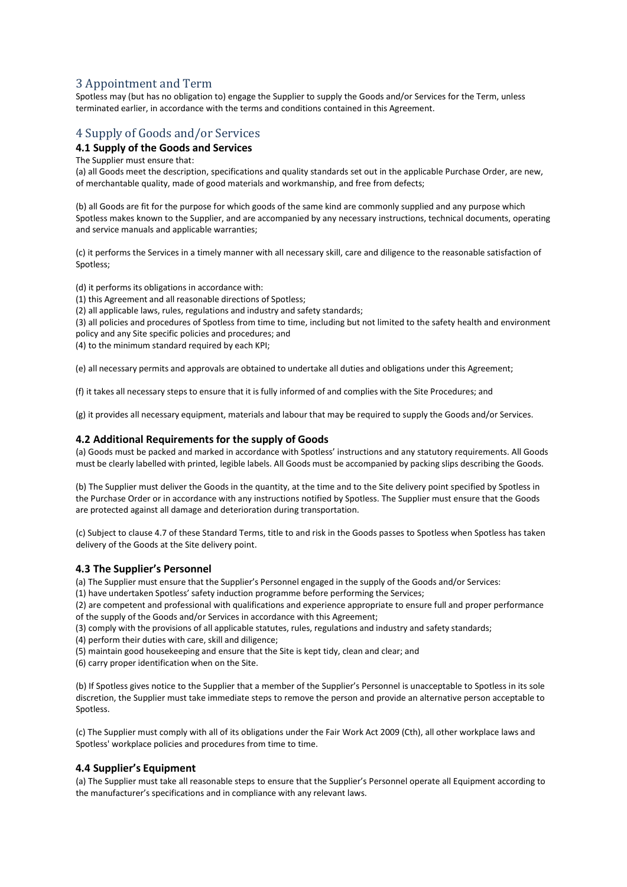## 3 Appointment and Term

Spotless may (but has no obligation to) engage the Supplier to supply the Goods and/or Services for the Term, unless terminated earlier, in accordance with the terms and conditions contained in this Agreement.

## 4 Supply of Goods and/or Services

### 4.1 Supply of the Goods and Services

The Supplier must ensure that:

(a) all Goods meet the description, specifications and quality standards set out in the applicable Purchase Order, are new, of merchantable quality, made of good materials and workmanship, and free from defects;

(b) all Goods are fit for the purpose for which goods of the same kind are commonly supplied and any purpose which Spotless makes known to the Supplier, and are accompanied by any necessary instructions, technical documents, operating and service manuals and applicable warranties;

(c) it performs the Services in a timely manner with all necessary skill, care and diligence to the reasonable satisfaction of Spotless;

(d) it performs its obligations in accordance with:

(1) this Agreement and all reasonable directions of Spotless;

(2) all applicable laws, rules, regulations and industry and safety standards;

(3) all policies and procedures of Spotless from time to time, including but not limited to the safety health and environment policy and any Site specific policies and procedures; and

(4) to the minimum standard required by each KPI;

(e) all necessary permits and approvals are obtained to undertake all duties and obligations under this Agreement;

(f) it takes all necessary steps to ensure that it is fully informed of and complies with the Site Procedures; and

(g) it provides all necessary equipment, materials and labour that may be required to supply the Goods and/or Services.

### 4.2 Additional Requirements for the supply of Goods

(a) Goods must be packed and marked in accordance with Spotless' instructions and any statutory requirements. All Goods must be clearly labelled with printed, legible labels. All Goods must be accompanied by packing slips describing the Goods.

(b) The Supplier must deliver the Goods in the quantity, at the time and to the Site delivery point specified by Spotless in the Purchase Order or in accordance with any instructions notified by Spotless. The Supplier must ensure that the Goods are protected against all damage and deterioration during transportation.

(c) Subject to clause 4.7 of these Standard Terms, title to and risk in the Goods passes to Spotless when Spotless has taken delivery of the Goods at the Site delivery point.

### 4.3 The Supplier's Personnel

(a) The Supplier must ensure that the Supplier's Personnel engaged in the supply of the Goods and/or Services:

(1) have undertaken Spotless' safety induction programme before performing the Services;

(2) are competent and professional with qualifications and experience appropriate to ensure full and proper performance of the supply of the Goods and/or Services in accordance with this Agreement;

(3) comply with the provisions of all applicable statutes, rules, regulations and industry and safety standards;

(4) perform their duties with care, skill and diligence;

(5) maintain good housekeeping and ensure that the Site is kept tidy, clean and clear; and

(6) carry proper identification when on the Site.

(b) If Spotless gives notice to the Supplier that a member of the Supplier's Personnel is unacceptable to Spotless in its sole discretion, the Supplier must take immediate steps to remove the person and provide an alternative person acceptable to Spotless.

(c) The Supplier must comply with all of its obligations under the Fair Work Act 2009 (Cth), all other workplace laws and Spotless' workplace policies and procedures from time to time.

### 4.4 Supplier's Equipment

(a) The Supplier must take all reasonable steps to ensure that the Supplier's Personnel operate all Equipment according to the manufacturer's specifications and in compliance with any relevant laws.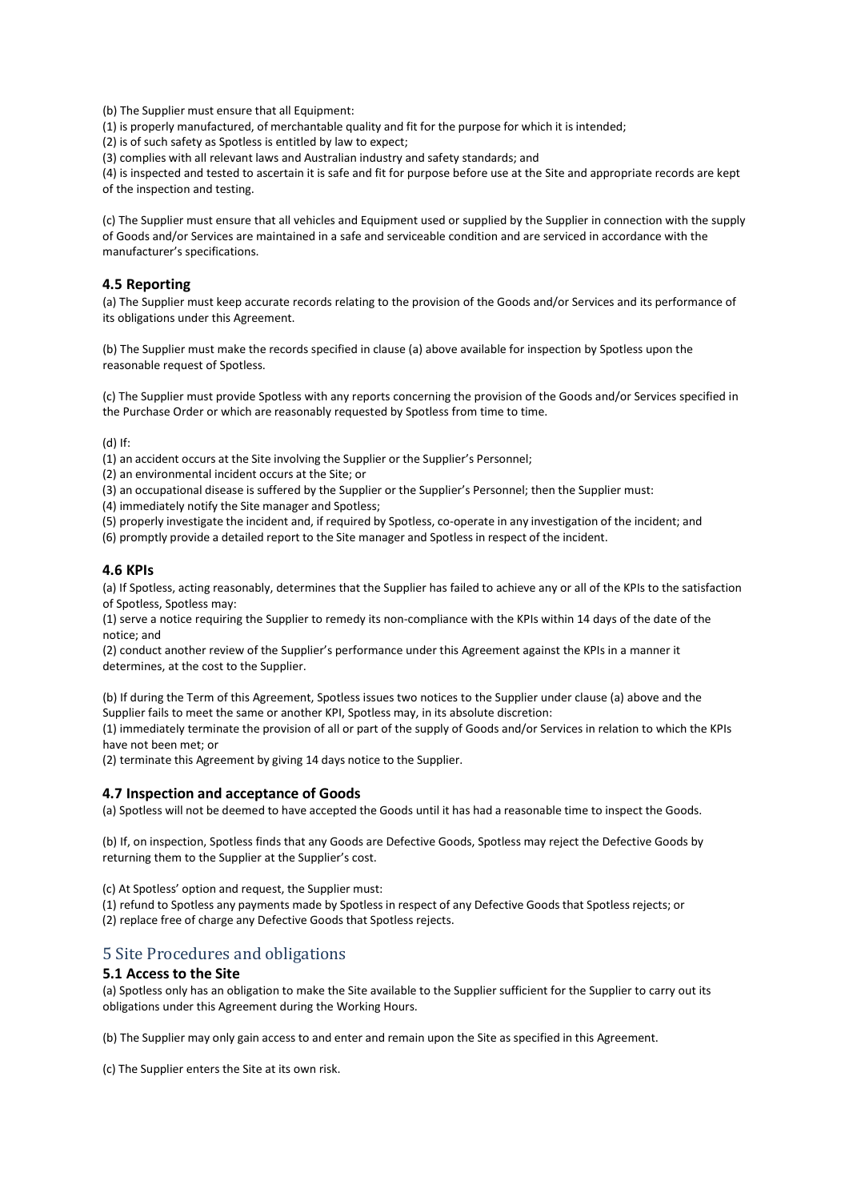(b) The Supplier must ensure that all Equipment:

(1) is properly manufactured, of merchantable quality and fit for the purpose for which it is intended;

(2) is of such safety as Spotless is entitled by law to expect;

(3) complies with all relevant laws and Australian industry and safety standards; and

(4) is inspected and tested to ascertain it is safe and fit for purpose before use at the Site and appropriate records are kept of the inspection and testing.

(c) The Supplier must ensure that all vehicles and Equipment used or supplied by the Supplier in connection with the supply of Goods and/or Services are maintained in a safe and serviceable condition and are serviced in accordance with the manufacturer's specifications.

### 4.5 Reporting

(a) The Supplier must keep accurate records relating to the provision of the Goods and/or Services and its performance of its obligations under this Agreement.

(b) The Supplier must make the records specified in clause (a) above available for inspection by Spotless upon the reasonable request of Spotless.

(c) The Supplier must provide Spotless with any reports concerning the provision of the Goods and/or Services specified in the Purchase Order or which are reasonably requested by Spotless from time to time.

(d) If:

(1) an accident occurs at the Site involving the Supplier or the Supplier's Personnel;

(2) an environmental incident occurs at the Site; or

(3) an occupational disease is suffered by the Supplier or the Supplier's Personnel; then the Supplier must:

(4) immediately notify the Site manager and Spotless;

(5) properly investigate the incident and, if required by Spotless, co-operate in any investigation of the incident; and

(6) promptly provide a detailed report to the Site manager and Spotless in respect of the incident.

### 4.6 KPIs

(a) If Spotless, acting reasonably, determines that the Supplier has failed to achieve any or all of the KPIs to the satisfaction of Spotless, Spotless may:

(1) serve a notice requiring the Supplier to remedy its non-compliance with the KPIs within 14 days of the date of the notice; and

(2) conduct another review of the Supplier's performance under this Agreement against the KPIs in a manner it determines, at the cost to the Supplier.

(b) If during the Term of this Agreement, Spotless issues two notices to the Supplier under clause (a) above and the Supplier fails to meet the same or another KPI, Spotless may, in its absolute discretion:

(1) immediately terminate the provision of all or part of the supply of Goods and/or Services in relation to which the KPIs have not been met; or

(2) terminate this Agreement by giving 14 days notice to the Supplier.

### 4.7 Inspection and acceptance of Goods

(a) Spotless will not be deemed to have accepted the Goods until it has had a reasonable time to inspect the Goods.

(b) If, on inspection, Spotless finds that any Goods are Defective Goods, Spotless may reject the Defective Goods by returning them to the Supplier at the Supplier's cost.

(c) At Spotless' option and request, the Supplier must:

(1) refund to Spotless any payments made by Spotless in respect of any Defective Goods that Spotless rejects; or

(2) replace free of charge any Defective Goods that Spotless rejects.

## 5 Site Procedures and obligations

### 5.1 Access to the Site

(a) Spotless only has an obligation to make the Site available to the Supplier sufficient for the Supplier to carry out its obligations under this Agreement during the Working Hours.

(b) The Supplier may only gain access to and enter and remain upon the Site as specified in this Agreement.

(c) The Supplier enters the Site at its own risk.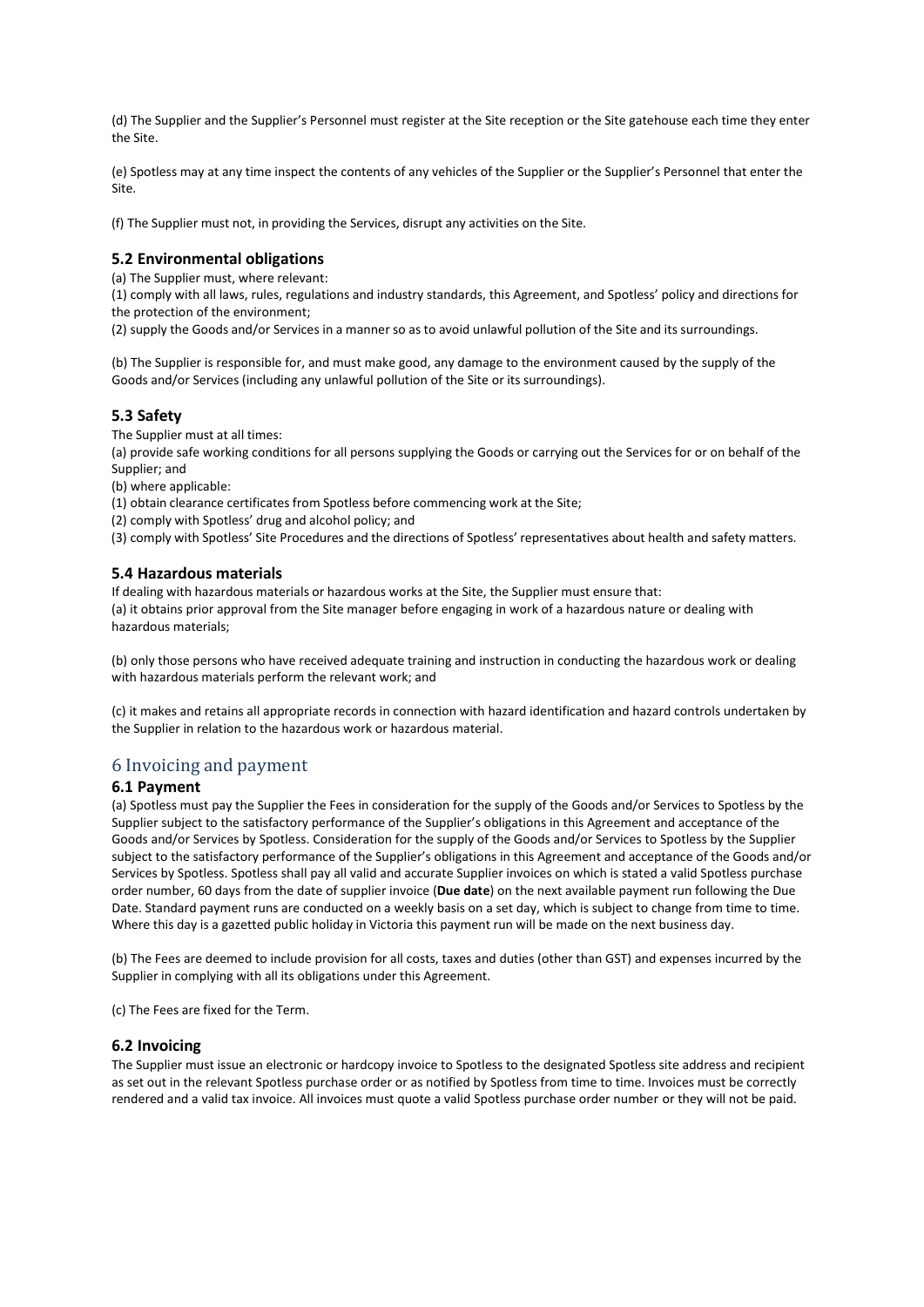(d) The Supplier and the Supplier's Personnel must register at the Site reception or the Site gatehouse each time they enter the Site.

(e) Spotless may at any time inspect the contents of any vehicles of the Supplier or the Supplier's Personnel that enter the Site.

(f) The Supplier must not, in providing the Services, disrupt any activities on the Site.

### 5.2 Environmental obligations

(a) The Supplier must, where relevant:

(1) comply with all laws, rules, regulations and industry standards, this Agreement, and Spotless' policy and directions for the protection of the environment;

(2) supply the Goods and/or Services in a manner so as to avoid unlawful pollution of the Site and its surroundings.

(b) The Supplier is responsible for, and must make good, any damage to the environment caused by the supply of the Goods and/or Services (including any unlawful pollution of the Site or its surroundings).

### 5.3 Safety

The Supplier must at all times:

(a) provide safe working conditions for all persons supplying the Goods or carrying out the Services for or on behalf of the Supplier; and

(b) where applicable:

(1) obtain clearance certificates from Spotless before commencing work at the Site;

(2) comply with Spotless' drug and alcohol policy; and

(3) comply with Spotless' Site Procedures and the directions of Spotless' representatives about health and safety matters.

### 5.4 Hazardous materials

If dealing with hazardous materials or hazardous works at the Site, the Supplier must ensure that:

(a) it obtains prior approval from the Site manager before engaging in work of a hazardous nature or dealing with hazardous materials;

(b) only those persons who have received adequate training and instruction in conducting the hazardous work or dealing with hazardous materials perform the relevant work; and

(c) it makes and retains all appropriate records in connection with hazard identification and hazard controls undertaken by the Supplier in relation to the hazardous work or hazardous material.

## 6 Invoicing and payment

### 6.1 Payment

(a) Spotless must pay the Supplier the Fees in consideration for the supply of the Goods and/or Services to Spotless by the Supplier subject to the satisfactory performance of the Supplier's obligations in this Agreement and acceptance of the Goods and/or Services by Spotless. Consideration for the supply of the Goods and/or Services to Spotless by the Supplier subject to the satisfactory performance of the Supplier's obligations in this Agreement and acceptance of the Goods and/or Services by Spotless. Spotless shall pay all valid and accurate Supplier invoices on which is stated a valid Spotless purchase order number, 60 days from the date of supplier invoice (**Due date**) on the next available payment run following the Due Date. Standard payment runs are conducted on a weekly basis on a set day, which is subject to change from time to time. Where this day is a gazetted public holiday in Victoria this payment run will be made on the next business day.

(b) The Fees are deemed to include provision for all costs, taxes and duties (other than GST) and expenses incurred by the Supplier in complying with all its obligations under this Agreement.

(c) The Fees are fixed for the Term.

### 6.2 Invoicing

The Supplier must issue an electronic or hardcopy invoice to Spotless to the designated Spotless site address and recipient as set out in the relevant Spotless purchase order or as notified by Spotless from time to time. Invoices must be correctly rendered and a valid tax invoice. All invoices must quote a valid Spotless purchase order number or they will not be paid.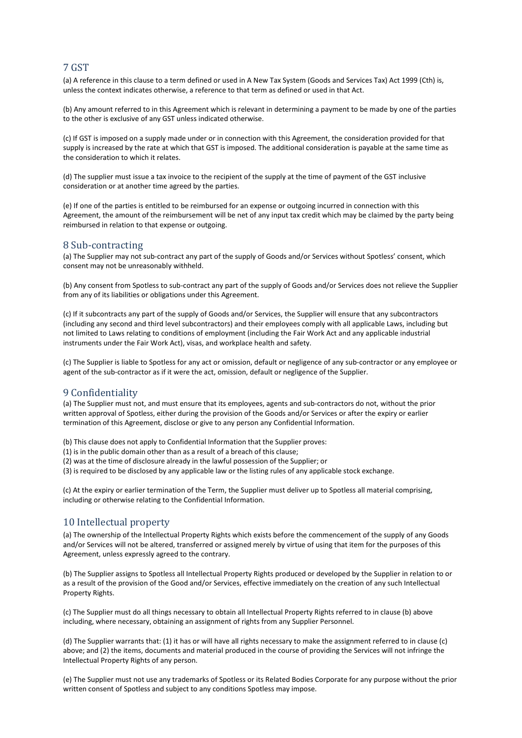## 7 GST

(a) A reference in this clause to a term defined or used in A New Tax System (Goods and Services Tax) Act 1999 (Cth) is, unless the context indicates otherwise, a reference to that term as defined or used in that Act.

(b) Any amount referred to in this Agreement which is relevant in determining a payment to be made by one of the parties to the other is exclusive of any GST unless indicated otherwise.

(c) If GST is imposed on a supply made under or in connection with this Agreement, the consideration provided for that supply is increased by the rate at which that GST is imposed. The additional consideration is payable at the same time as the consideration to which it relates.

(d) The supplier must issue a tax invoice to the recipient of the supply at the time of payment of the GST inclusive consideration or at another time agreed by the parties.

(e) If one of the parties is entitled to be reimbursed for an expense or outgoing incurred in connection with this Agreement, the amount of the reimbursement will be net of any input tax credit which may be claimed by the party being reimbursed in relation to that expense or outgoing.

## 8 Sub-contracting

(a) The Supplier may not sub-contract any part of the supply of Goods and/or Services without Spotless' consent, which consent may not be unreasonably withheld.

(b) Any consent from Spotless to sub-contract any part of the supply of Goods and/or Services does not relieve the Supplier from any of its liabilities or obligations under this Agreement.

(c) If it subcontracts any part of the supply of Goods and/or Services, the Supplier will ensure that any subcontractors (including any second and third level subcontractors) and their employees comply with all applicable Laws, including but not limited to Laws relating to conditions of employment (including the Fair Work Act and any applicable industrial instruments under the Fair Work Act), visas, and workplace health and safety.

(c) The Supplier is liable to Spotless for any act or omission, default or negligence of any sub-contractor or any employee or agent of the sub-contractor as if it were the act, omission, default or negligence of the Supplier.

## 9 Confidentiality

(a) The Supplier must not, and must ensure that its employees, agents and sub-contractors do not, without the prior written approval of Spotless, either during the provision of the Goods and/or Services or after the expiry or earlier termination of this Agreement, disclose or give to any person any Confidential Information.

(b) This clause does not apply to Confidential Information that the Supplier proves:
(1) is in the public domain other than as a result of a breach of this clause;
(2) was at the time of disclosure already in the lawful possession of the Supplier; or
(3) is required to be disclosed by any applicable law or the listing rules of any applicable stock exchange.

(c) At the expiry or earlier termination of the Term, the Supplier must deliver up to Spotless all material comprising, including or otherwise relating to the Confidential Information.

## 10 Intellectual property

(a) The ownership of the Intellectual Property Rights which exists before the commencement of the supply of any Goods and/or Services will not be altered, transferred or assigned merely by virtue of using that item for the purposes of this Agreement, unless expressly agreed to the contrary.

(b) The Supplier assigns to Spotless all Intellectual Property Rights produced or developed by the Supplier in relation to or as a result of the provision of the Good and/or Services, effective immediately on the creation of any such Intellectual Property Rights.

(c) The Supplier must do all things necessary to obtain all Intellectual Property Rights referred to in clause (b) above including, where necessary, obtaining an assignment of rights from any Supplier Personnel.

(d) The Supplier warrants that: (1) it has or will have all rights necessary to make the assignment referred to in clause (c) above; and (2) the items, documents and material produced in the course of providing the Services will not infringe the Intellectual Property Rights of any person.

(e) The Supplier must not use any trademarks of Spotless or its Related Bodies Corporate for any purpose without the prior written consent of Spotless and subject to any conditions Spotless may impose.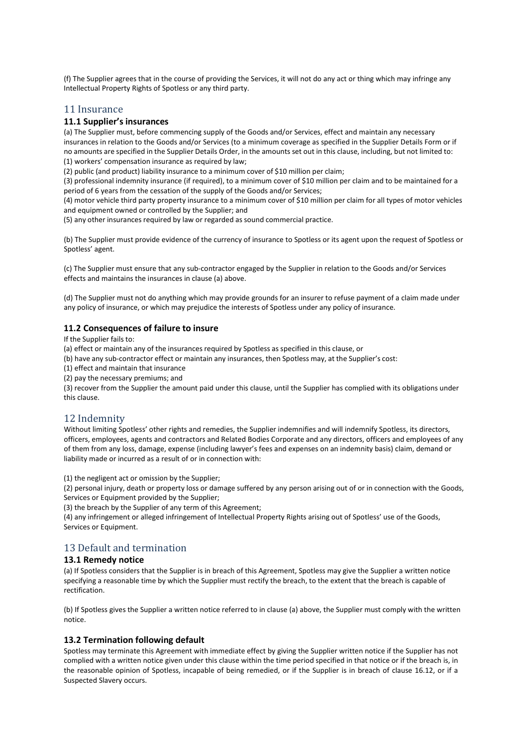(f) The Supplier agrees that in the course of providing the Services, it will not do any act or thing which may infringe any Intellectual Property Rights of Spotless or any third party.

## 11 Insurance

### 11.1 Supplier's insurances

(a) The Supplier must, before commencing supply of the Goods and/or Services, effect and maintain any necessary insurances in relation to the Goods and/or Services (to a minimum coverage as specified in the Supplier Details Form or if no amounts are specified in the Supplier Details Order, in the amounts set out in this clause, including, but not limited to:

(1) workers' compensation insurance as required by law;

(2) public (and product) liability insurance to a minimum cover of $10 million per claim;

(3) professional indemnity insurance (if required), to a minimum cover of $10 million per claim and to be maintained for a period of 6 years from the cessation of the supply of the Goods and/or Services;

(4) motor vehicle third party property insurance to a minimum cover of $10 million per claim for all types of motor vehicles and equipment owned or controlled by the Supplier; and

(5) any other insurances required by law or regarded as sound commercial practice.

(b) The Supplier must provide evidence of the currency of insurance to Spotless or its agent upon the request of Spotless or Spotless' agent.

(c) The Supplier must ensure that any sub-contractor engaged by the Supplier in relation to the Goods and/or Services effects and maintains the insurances in clause (a) above.

(d) The Supplier must not do anything which may provide grounds for an insurer to refuse payment of a claim made under any policy of insurance, or which may prejudice the interests of Spotless under any policy of insurance.

### 11.2 Consequences of failure to insure

If the Supplier fails to:

(a) effect or maintain any of the insurances required by Spotless as specified in this clause, or

(b) have any sub-contractor effect or maintain any insurances, then Spotless may, at the Supplier's cost:

(1) effect and maintain that insurance

(2) pay the necessary premiums; and

(3) recover from the Supplier the amount paid under this clause, until the Supplier has complied with its obligations under this clause.

## 12 Indemnity

Without limiting Spotless' other rights and remedies, the Supplier indemnifies and will indemnify Spotless, its directors, officers, employees, agents and contractors and Related Bodies Corporate and any directors, officers and employees of any of them from any loss, damage, expense (including lawyer's fees and expenses on an indemnity basis) claim, demand or liability made or incurred as a result of or in connection with:

(1) the negligent act or omission by the Supplier;

(2) personal injury, death or property loss or damage suffered by any person arising out of or in connection with the Goods, Services or Equipment provided by the Supplier;

(3) the breach by the Supplier of any term of this Agreement;

(4) any infringement or alleged infringement of Intellectual Property Rights arising out of Spotless' use of the Goods, Services or Equipment.

## 13 Default and termination

### 13.1 Remedy notice

(a) If Spotless considers that the Supplier is in breach of this Agreement, Spotless may give the Supplier a written notice specifying a reasonable time by which the Supplier must rectify the breach, to the extent that the breach is capable of rectification.

(b) If Spotless gives the Supplier a written notice referred to in clause (a) above, the Supplier must comply with the written notice.

### 13.2 Termination following default

Spotless may terminate this Agreement with immediate effect by giving the Supplier written notice if the Supplier has not complied with a written notice given under this clause within the time period specified in that notice or if the breach is, in the reasonable opinion of Spotless, incapable of being remedied, or if the Supplier is in breach of clause 16.12, or if a Suspected Slavery occurs.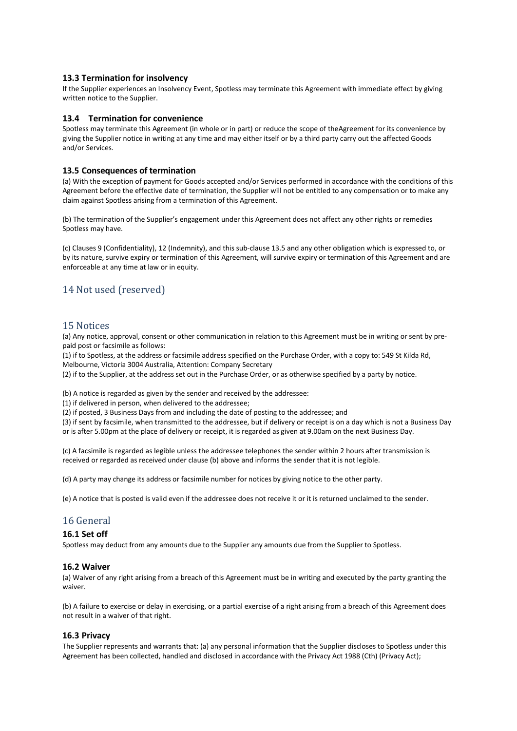### 13.3 Termination for insolvency

If the Supplier experiences an Insolvency Event, Spotless may terminate this Agreement with immediate effect by giving written notice to the Supplier.

### 13.4 Termination for convenience

Spotless may terminate this Agreement (in whole or in part) or reduce the scope of theAgreement for its convenience by giving the Supplier notice in writing at any time and may either itself or by a third party carry out the affected Goods and/or Services.

### 13.5 Consequences of termination

(a) With the exception of payment for Goods accepted and/or Services performed in accordance with the conditions of this Agreement before the effective date of termination, the Supplier will not be entitled to any compensation or to make any claim against Spotless arising from a termination of this Agreement.

(b) The termination of the Supplier's engagement under this Agreement does not affect any other rights or remedies Spotless may have.

(c) Clauses 9 (Confidentiality), 12 (Indemnity), and this sub-clause 13.5 and any other obligation which is expressed to, or by its nature, survive expiry or termination of this Agreement, will survive expiry or termination of this Agreement and are enforceable at any time at law or in equity.

## 14 Not used (reserved)

## 15 Notices

(a) Any notice, approval, consent or other communication in relation to this Agreement must be in writing or sent by pre-paid post or facsimile as follows:

(1) if to Spotless, at the address or facsimile address specified on the Purchase Order, with a copy to: 549 St Kilda Rd, Melbourne, Victoria 3004 Australia, Attention: Company Secretary

(2) if to the Supplier, at the address set out in the Purchase Order, or as otherwise specified by a party by notice.

(b) A notice is regarded as given by the sender and received by the addressee:

(1) if delivered in person, when delivered to the addressee;

(2) if posted, 3 Business Days from and including the date of posting to the addressee; and

(3) if sent by facsimile, when transmitted to the addressee, but if delivery or receipt is on a day which is not a Business Day or is after 5.00pm at the place of delivery or receipt, it is regarded as given at 9.00am on the next Business Day.

(c) A facsimile is regarded as legible unless the addressee telephones the sender within 2 hours after transmission is received or regarded as received under clause (b) above and informs the sender that it is not legible.

(d) A party may change its address or facsimile number for notices by giving notice to the other party.

(e) A notice that is posted is valid even if the addressee does not receive it or it is returned unclaimed to the sender.

## 16 General

### 16.1 Set off

Spotless may deduct from any amounts due to the Supplier any amounts due from the Supplier to Spotless.

### 16.2 Waiver

(a) Waiver of any right arising from a breach of this Agreement must be in writing and executed by the party granting the waiver.

(b) A failure to exercise or delay in exercising, or a partial exercise of a right arising from a breach of this Agreement does not result in a waiver of that right.

### 16.3 Privacy

The Supplier represents and warrants that: (a) any personal information that the Supplier discloses to Spotless under this Agreement has been collected, handled and disclosed in accordance with the Privacy Act 1988 (Cth) (Privacy Act);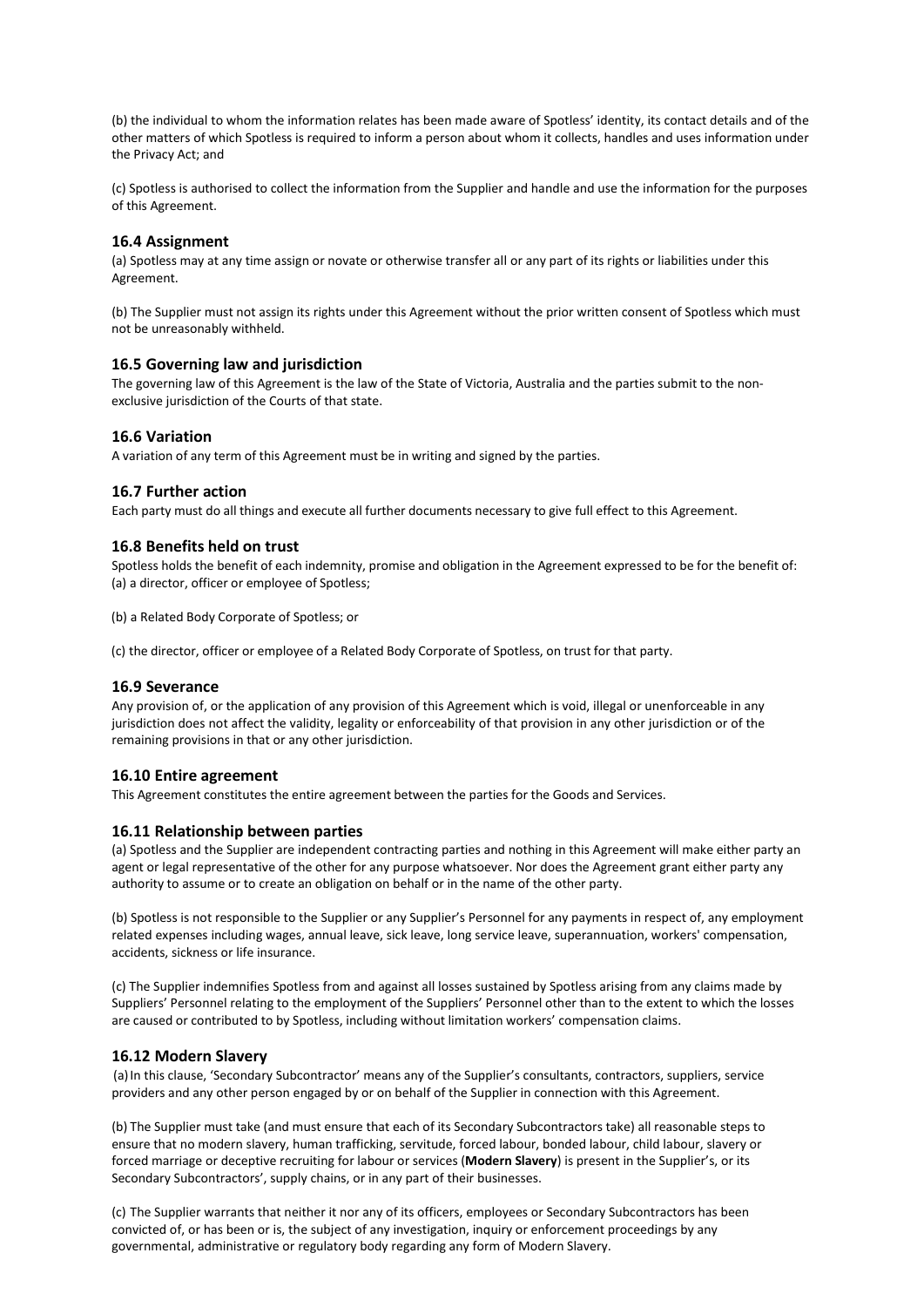(b) the individual to whom the information relates has been made aware of Spotless' identity, its contact details and of the other matters of which Spotless is required to inform a person about whom it collects, handles and uses information under the Privacy Act; and

(c) Spotless is authorised to collect the information from the Supplier and handle and use the information for the purposes of this Agreement.

### 16.4 Assignment

(a) Spotless may at any time assign or novate or otherwise transfer all or any part of its rights or liabilities under this Agreement.

(b) The Supplier must not assign its rights under this Agreement without the prior written consent of Spotless which must not be unreasonably withheld.

### 16.5 Governing law and jurisdiction

The governing law of this Agreement is the law of the State of Victoria, Australia and the parties submit to the non-exclusive jurisdiction of the Courts of that state.

### 16.6 Variation

A variation of any term of this Agreement must be in writing and signed by the parties.

### 16.7 Further action

Each party must do all things and execute all further documents necessary to give full effect to this Agreement.

### 16.8 Benefits held on trust

Spotless holds the benefit of each indemnity, promise and obligation in the Agreement expressed to be for the benefit of:
(a) a director, officer or employee of Spotless;

(b) a Related Body Corporate of Spotless; or

(c) the director, officer or employee of a Related Body Corporate of Spotless, on trust for that party.

### 16.9 Severance

Any provision of, or the application of any provision of this Agreement which is void, illegal or unenforceable in any jurisdiction does not affect the validity, legality or enforceability of that provision in any other jurisdiction or of the remaining provisions in that or any other jurisdiction.

### 16.10 Entire agreement

This Agreement constitutes the entire agreement between the parties for the Goods and Services.

### 16.11 Relationship between parties

(a) Spotless and the Supplier are independent contracting parties and nothing in this Agreement will make either party an agent or legal representative of the other for any purpose whatsoever. Nor does the Agreement grant either party any authority to assume or to create an obligation on behalf or in the name of the other party.

(b) Spotless is not responsible to the Supplier or any Supplier's Personnel for any payments in respect of, any employment related expenses including wages, annual leave, sick leave, long service leave, superannuation, workers' compensation, accidents, sickness or life insurance.

(c) The Supplier indemnifies Spotless from and against all losses sustained by Spotless arising from any claims made by Suppliers' Personnel relating to the employment of the Suppliers' Personnel other than to the extent to which the losses are caused or contributed to by Spotless, including without limitation workers' compensation claims.

### 16.12 Modern Slavery

(a) In this clause, 'Secondary Subcontractor' means any of the Supplier's consultants, contractors, suppliers, service providers and any other person engaged by or on behalf of the Supplier in connection with this Agreement.

(b) The Supplier must take (and must ensure that each of its Secondary Subcontractors take) all reasonable steps to ensure that no modern slavery, human trafficking, servitude, forced labour, bonded labour, child labour, slavery or forced marriage or deceptive recruiting for labour or services (**Modern Slavery**) is present in the Supplier's, or its Secondary Subcontractors', supply chains, or in any part of their businesses.

(c) The Supplier warrants that neither it nor any of its officers, employees or Secondary Subcontractors has been convicted of, or has been or is, the subject of any investigation, inquiry or enforcement proceedings by any governmental, administrative or regulatory body regarding any form of Modern Slavery.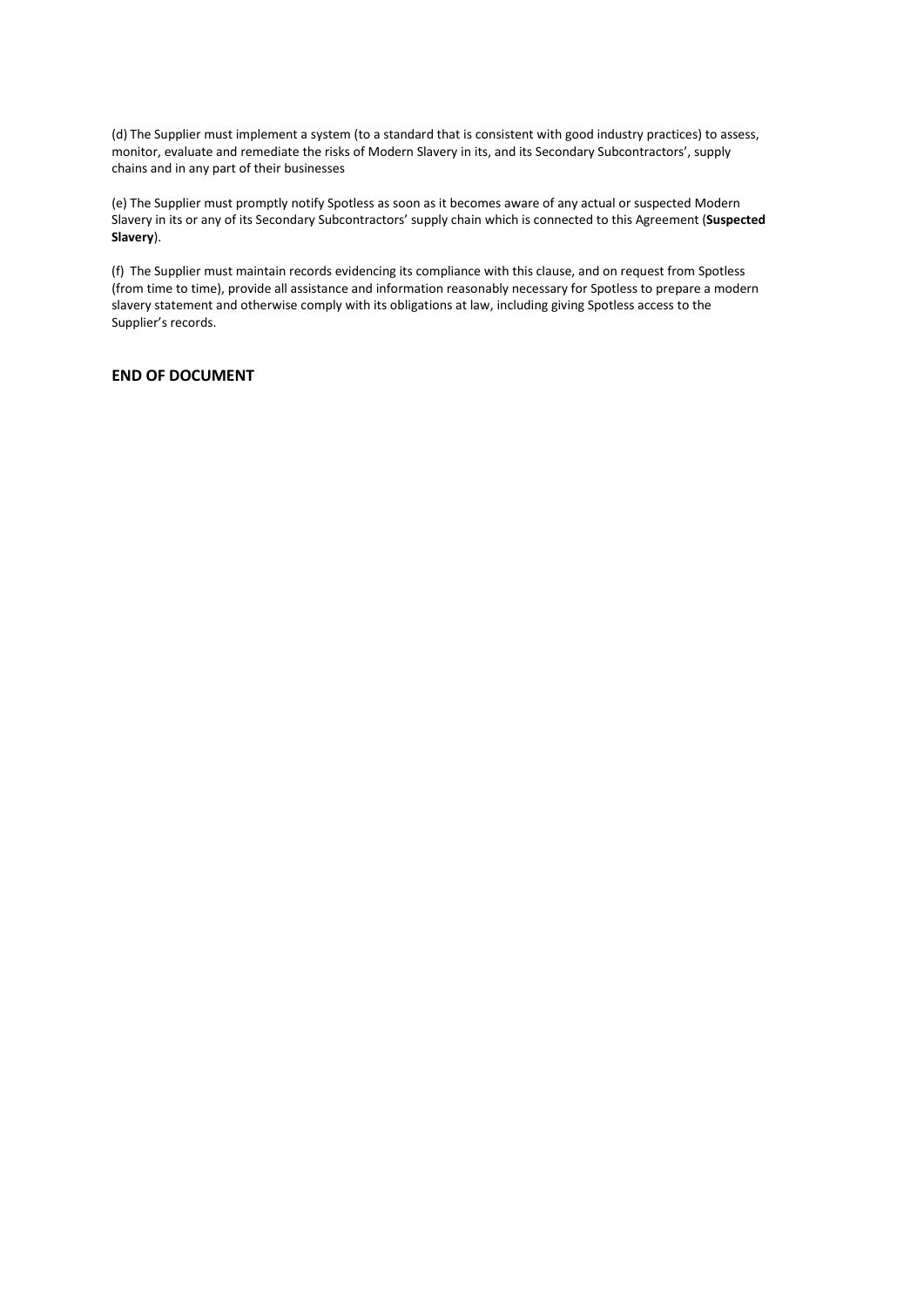(d) The Supplier must implement a system (to a standard that is consistent with good industry practices) to assess, monitor, evaluate and remediate the risks of Modern Slavery in its, and its Secondary Subcontractors', supply chains and in any part of their businesses

(e) The Supplier must promptly notify Spotless as soon as it becomes aware of any actual or suspected Modern Slavery in its or any of its Secondary Subcontractors' supply chain which is connected to this Agreement (**Suspected Slavery**).

(f) The Supplier must maintain records evidencing its compliance with this clause, and on request from Spotless (from time to time), provide all assistance and information reasonably necessary for Spotless to prepare a modern slavery statement and otherwise comply with its obligations at law, including giving Spotless access to the Supplier's records.

**END OF DOCUMENT**